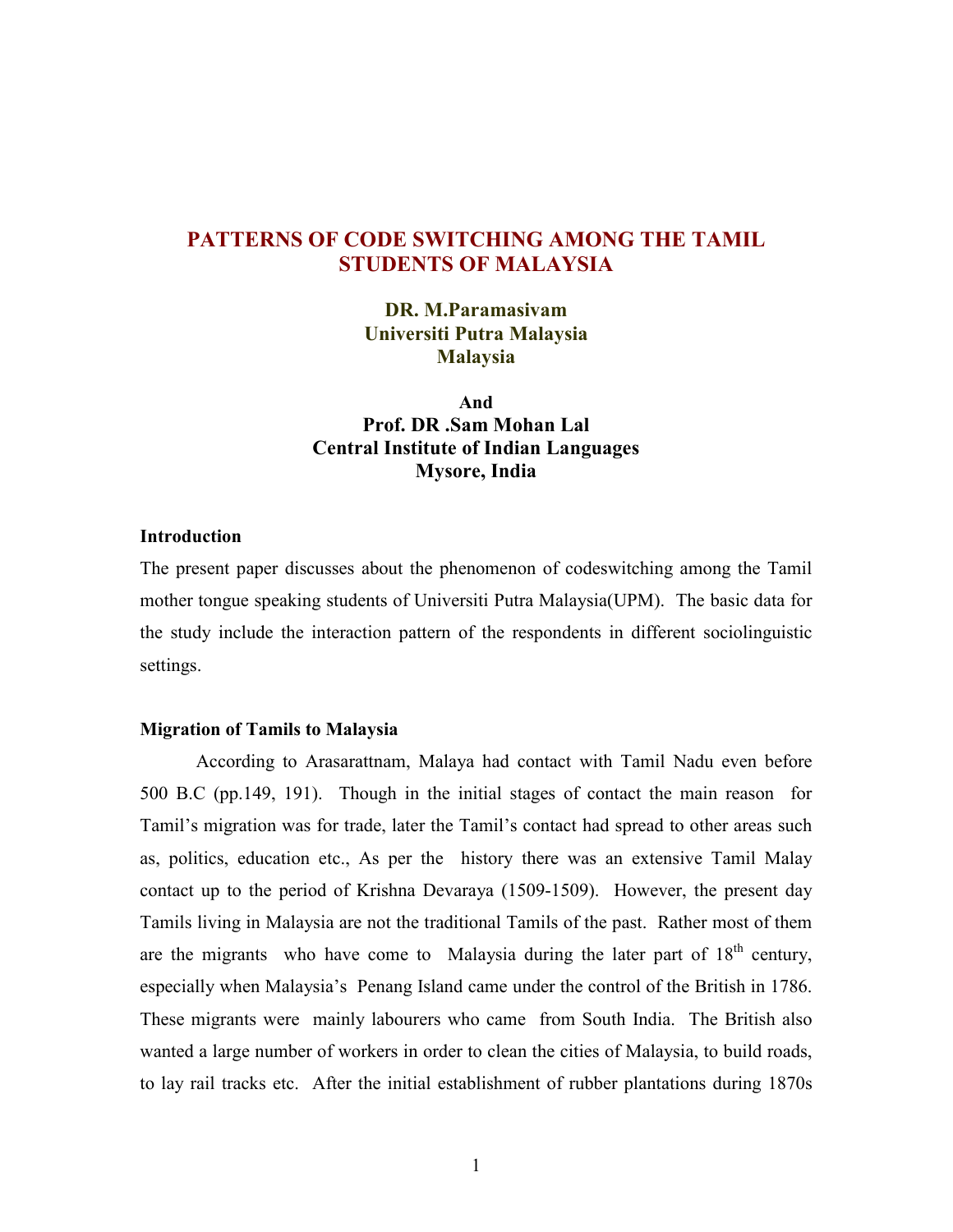# PATTERNS OF CODE SWITCHING AMONG THE TAMIL STUDENTS OF MALAYSIA

**DR. M.Paramasivam**
**Universiti Putra Malaysia**
**Malaysia**

**And**
**Prof. DR .Sam Mohan Lal**
**Central Institute of Indian Languages**
**Mysore, India**

## Introduction

The present paper discusses about the phenomenon of codeswitching among the Tamil mother tongue speaking students of Universiti Putra Malaysia(UPM). The basic data for the study include the interaction pattern of the respondents in different sociolinguistic settings.

## Migration of Tamils to Malaysia

According to Arasarattnam, Malaya had contact with Tamil Nadu even before 500 B.C (pp.149, 191). Though in the initial stages of contact the main reason for Tamil's migration was for trade, later the Tamil's contact had spread to other areas such as, politics, education etc., As per the history there was an extensive Tamil Malay contact up to the period of Krishna Devaraya (1509-1509). However, the present day Tamils living in Malaysia are not the traditional Tamils of the past. Rather most of them are the migrants who have come to Malaysia during the later part of 18th century, especially when Malaysia's Penang Island came under the control of the British in 1786. These migrants were mainly labourers who came from South India. The British also wanted a large number of workers in order to clean the cities of Malaysia, to build roads, to lay rail tracks etc. After the initial establishment of rubber plantations during 1870s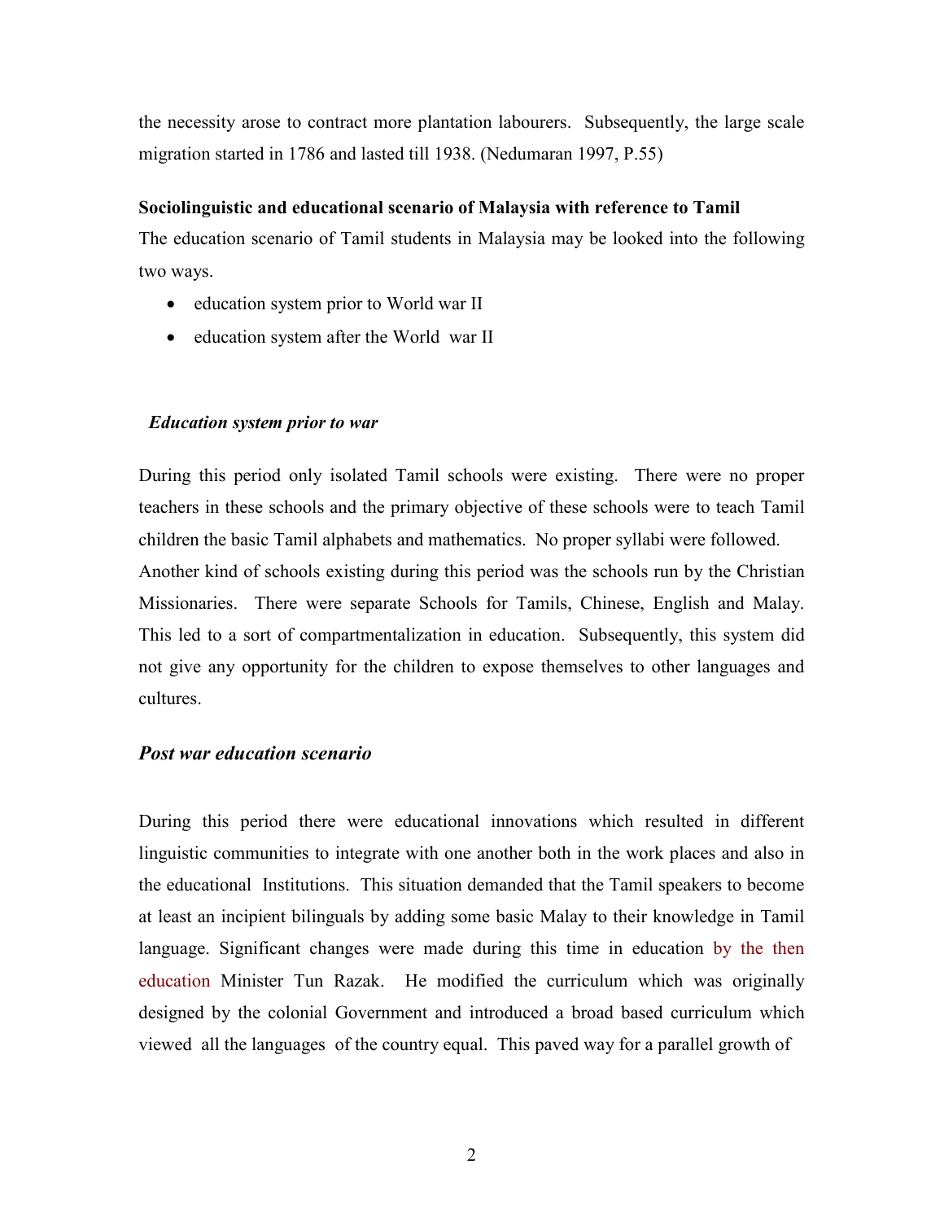the necessity arose to contract more plantation labourers. Subsequently, the large scale migration started in 1786 and lasted till 1938. (Nedumaran 1997, P.55)

**Sociolinguistic and educational scenario of Malaysia with reference to Tamil**

The education scenario of Tamil students in Malaysia may be looked into the following two ways.

- education system prior to World war II
- education system after the World war II

### *Education system prior to war*

During this period only isolated Tamil schools were existing. There were no proper teachers in these schools and the primary objective of these schools were to teach Tamil children the basic Tamil alphabets and mathematics. No proper syllabi were followed. Another kind of schools existing during this period was the schools run by the Christian Missionaries. There were separate Schools for Tamils, Chinese, English and Malay. This led to a sort of compartmentalization in education. Subsequently, this system did not give any opportunity for the children to expose themselves to other languages and cultures.

### *Post war education scenario*

During this period there were educational innovations which resulted in different linguistic communities to integrate with one another both in the work places and also in the educational Institutions. This situation demanded that the Tamil speakers to become at least an incipient bilinguals by adding some basic Malay to their knowledge in Tamil language. Significant changes were made during this time in education by the then education Minister Tun Razak. He modified the curriculum which was originally designed by the colonial Government and introduced a broad based curriculum which viewed all the languages of the country equal. This paved way for a parallel growth of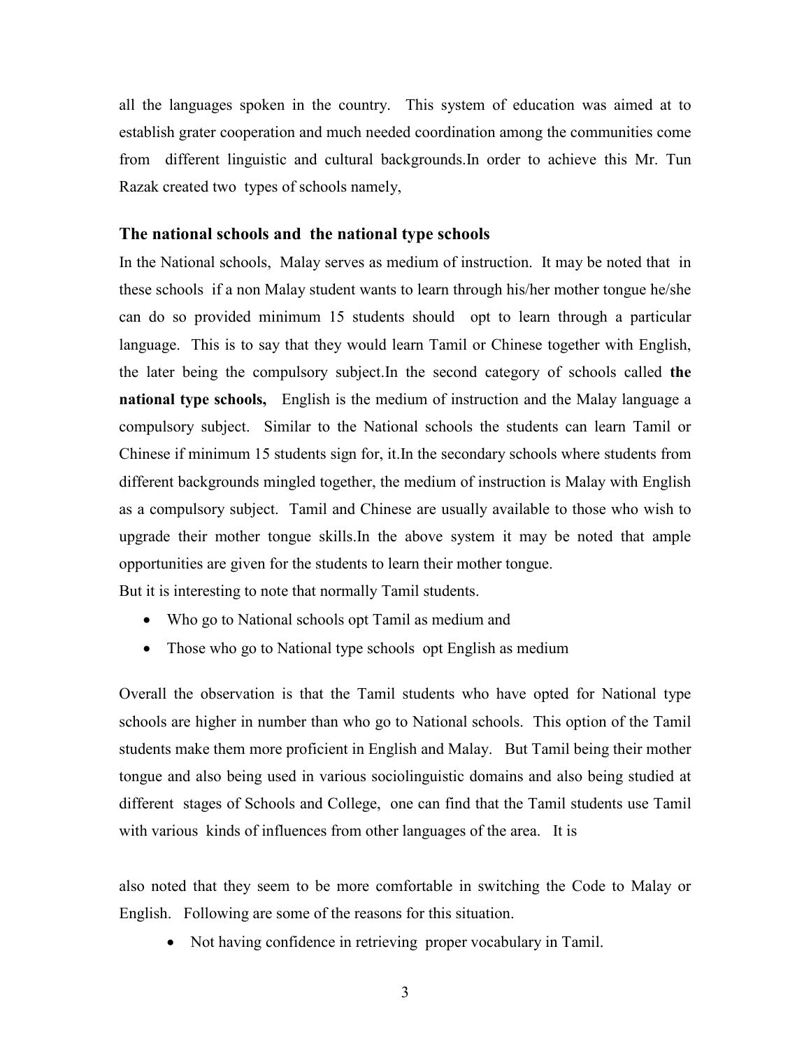all the languages spoken in the country. This system of education was aimed at to establish grater cooperation and much needed coordination among the communities come from different linguistic and cultural backgrounds.In order to achieve this Mr. Tun Razak created two types of schools namely,

### The national schools and the national type schools

In the National schools, Malay serves as medium of instruction. It may be noted that in these schools if a non Malay student wants to learn through his/her mother tongue he/she can do so provided minimum 15 students should opt to learn through a particular language. This is to say that they would learn Tamil or Chinese together with English, the later being the compulsory subject.In the second category of schools called **the national type schools,** English is the medium of instruction and the Malay language a compulsory subject. Similar to the National schools the students can learn Tamil or Chinese if minimum 15 students sign for, it.In the secondary schools where students from different backgrounds mingled together, the medium of instruction is Malay with English as a compulsory subject. Tamil and Chinese are usually available to those who wish to upgrade their mother tongue skills.In the above system it may be noted that ample opportunities are given for the students to learn their mother tongue.

But it is interesting to note that normally Tamil students.

- Who go to National schools opt Tamil as medium and
- Those who go to National type schools opt English as medium

Overall the observation is that the Tamil students who have opted for National type schools are higher in number than who go to National schools. This option of the Tamil students make them more proficient in English and Malay. But Tamil being their mother tongue and also being used in various sociolinguistic domains and also being studied at different stages of Schools and College, one can find that the Tamil students use Tamil with various kinds of influences from other languages of the area. It is

also noted that they seem to be more comfortable in switching the Code to Malay or English. Following are some of the reasons for this situation.

- Not having confidence in retrieving proper vocabulary in Tamil.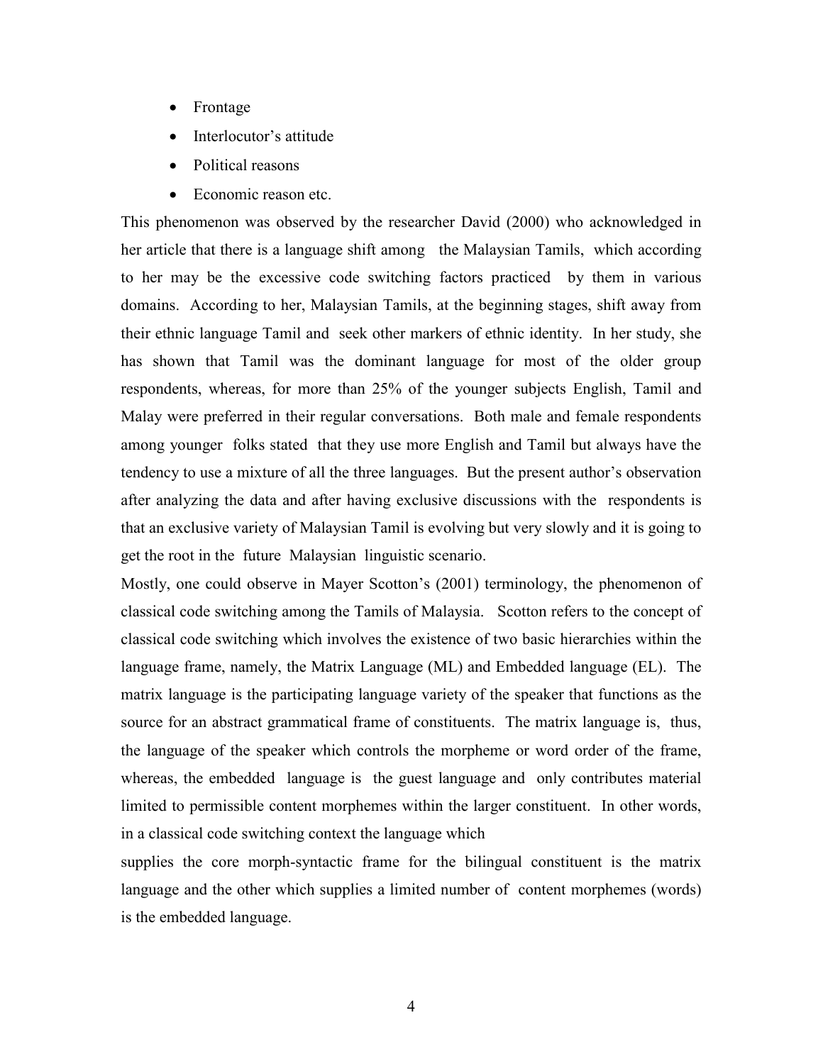- Frontage
- Interlocutor's attitude
- Political reasons
- Economic reason etc.

This phenomenon was observed by the researcher David (2000) who acknowledged in her article that there is a language shift among the Malaysian Tamils, which according to her may be the excessive code switching factors practiced by them in various domains. According to her, Malaysian Tamils, at the beginning stages, shift away from their ethnic language Tamil and seek other markers of ethnic identity. In her study, she has shown that Tamil was the dominant language for most of the older group respondents, whereas, for more than 25% of the younger subjects English, Tamil and Malay were preferred in their regular conversations. Both male and female respondents among younger folks stated that they use more English and Tamil but always have the tendency to use a mixture of all the three languages. But the present author's observation after analyzing the data and after having exclusive discussions with the respondents is that an exclusive variety of Malaysian Tamil is evolving but very slowly and it is going to get the root in the future Malaysian linguistic scenario.

Mostly, one could observe in Mayer Scotton's (2001) terminology, the phenomenon of classical code switching among the Tamils of Malaysia. Scotton refers to the concept of classical code switching which involves the existence of two basic hierarchies within the language frame, namely, the Matrix Language (ML) and Embedded language (EL). The matrix language is the participating language variety of the speaker that functions as the source for an abstract grammatical frame of constituents. The matrix language is, thus, the language of the speaker which controls the morpheme or word order of the frame, whereas, the embedded language is the guest language and only contributes material limited to permissible content morphemes within the larger constituent. In other words, in a classical code switching context the language which supplies the core morph-syntactic frame for the bilingual constituent is the matrix language and the other which supplies a limited number of content morphemes (words) is the embedded language.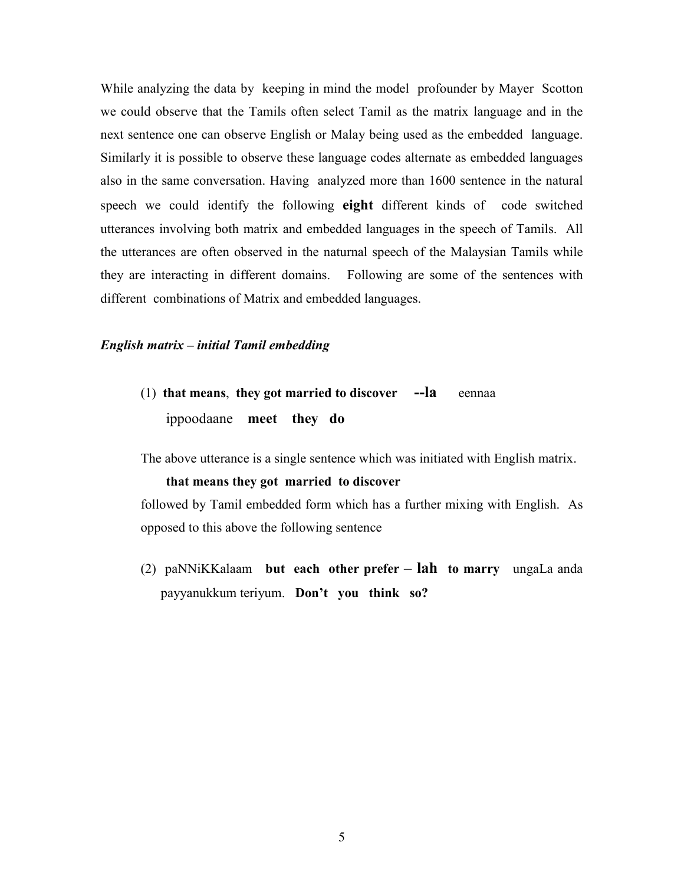While analyzing the data by keeping in mind the model profounder by Mayer Scotton we could observe that the Tamils often select Tamil as the matrix language and in the next sentence one can observe English or Malay being used as the embedded language. Similarly it is possible to observe these language codes alternate as embedded languages also in the same conversation. Having analyzed more than 1600 sentence in the natural speech we could identify the following **eight** different kinds of code switched utterances involving both matrix and embedded languages in the speech of Tamils. All the utterances are often observed in the naturnal speech of the Malaysian Tamils while they are interacting in different domains. Following are some of the sentences with different combinations of Matrix and embedded languages.

*English matrix – initial Tamil embedding*

(1) **that means**, **they got married to discover --la** eennaa ippoodaane **meet they do**

The above utterance is a single sentence which was initiated with English matrix.

**that means they got married to discover**

followed by Tamil embedded form which has a further mixing with English. As opposed to this above the following sentence

(2) paNNiKKalaam **but each other prefer – lah to marry** ungaLa anda payyanukkum teriyum. **Don't you think so?**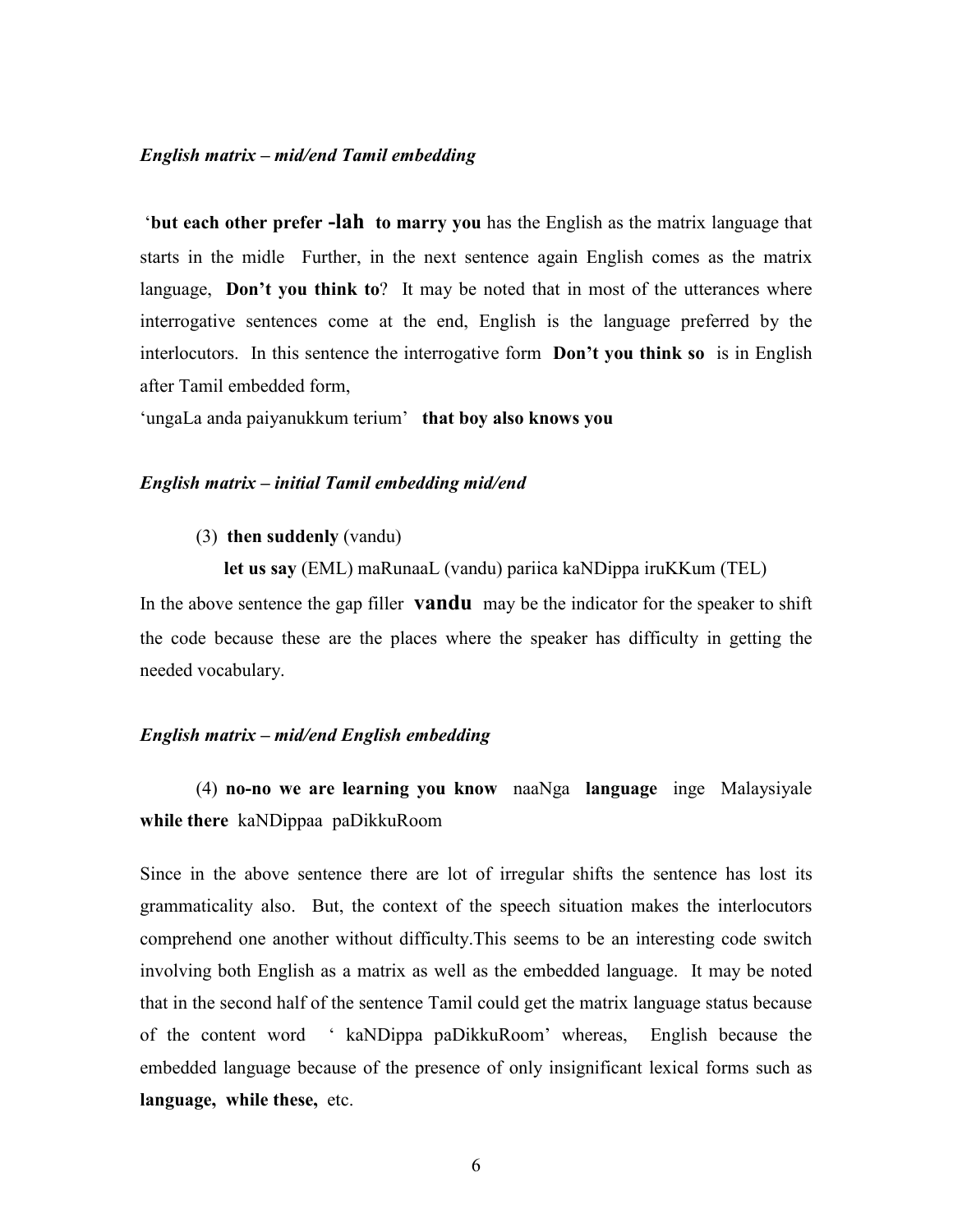*English matrix – mid/end Tamil embedding*

'**but each other prefer -lah to marry you** has the English as the matrix language that starts in the midle Further, in the next sentence again English comes as the matrix language, **Don't you think to**? It may be noted that in most of the utterances where interrogative sentences come at the end, English is the language preferred by the interlocutors. In this sentence the interrogative form **Don't you think so** is in English after Tamil embedded form,

'ungaLa anda paiyanukkum terium' **that boy also knows you**

*English matrix – initial Tamil embedding mid/end*

(3) **then suddenly** (vandu)

**let us say** (EML) maRunaaL (vandu) pariica kaNDippa iruKKum (TEL)

In the above sentence the gap filler **vandu** may be the indicator for the speaker to shift the code because these are the places where the speaker has difficulty in getting the needed vocabulary.

*English matrix – mid/end English embedding*

(4) **no-no we are learning you know** naaNga **language** inge Malaysiyale **while there** kaNDippaa paDikkuRoom

Since in the above sentence there are lot of irregular shifts the sentence has lost its grammaticality also. But, the context of the speech situation makes the interlocutors comprehend one another without difficulty.This seems to be an interesting code switch involving both English as a matrix as well as the embedded language. It may be noted that in the second half of the sentence Tamil could get the matrix language status because of the content word ' kaNDippa paDikkuRoom' whereas, English because the embedded language because of the presence of only insignificant lexical forms such as **language, while these,** etc.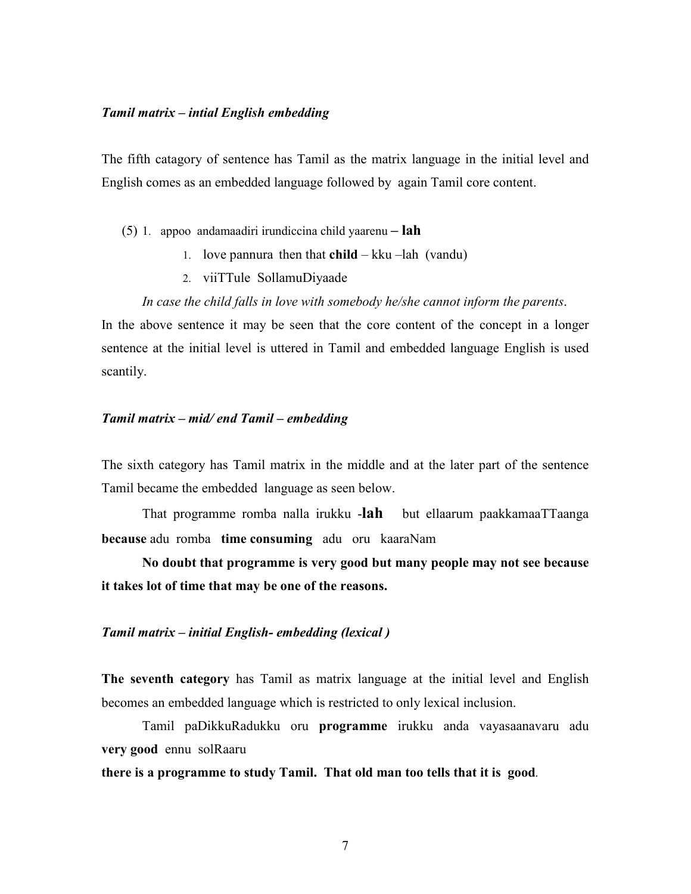*Tamil matrix – intial English embedding*

The fifth catagory of sentence has Tamil as the matrix language in the initial level and English comes as an embedded language followed by again Tamil core content.

(5) 1. appoo andamaadiri irundiccina child yaarenu **– lah**

1. love pannura then that **child** – kku –lah (vandu)
2. viiTTule SollamuDiyaade

*In case the child falls in love with somebody he/she cannot inform the parents*.

In the above sentence it may be seen that the core content of the concept in a longer sentence at the initial level is uttered in Tamil and embedded language English is used scantily.

*Tamil matrix – mid/ end Tamil – embedding*

The sixth category has Tamil matrix in the middle and at the later part of the sentence Tamil became the embedded language as seen below.

That programme romba nalla irukku -**lah** but ellaarum paakkamaaTTaanga **because** adu romba **time consuming** adu oru kaaraNam

**No doubt that programme is very good but many people may not see because it takes lot of time that may be one of the reasons.**

*Tamil matrix – initial English- embedding (lexical )*

**The seventh category** has Tamil as matrix language at the initial level and English becomes an embedded language which is restricted to only lexical inclusion.

Tamil paDikkuRadukku oru **programme** irukku anda vayasaanavaru adu **very good** ennu solRaaru

**there is a programme to study Tamil. That old man too tells that it is good**.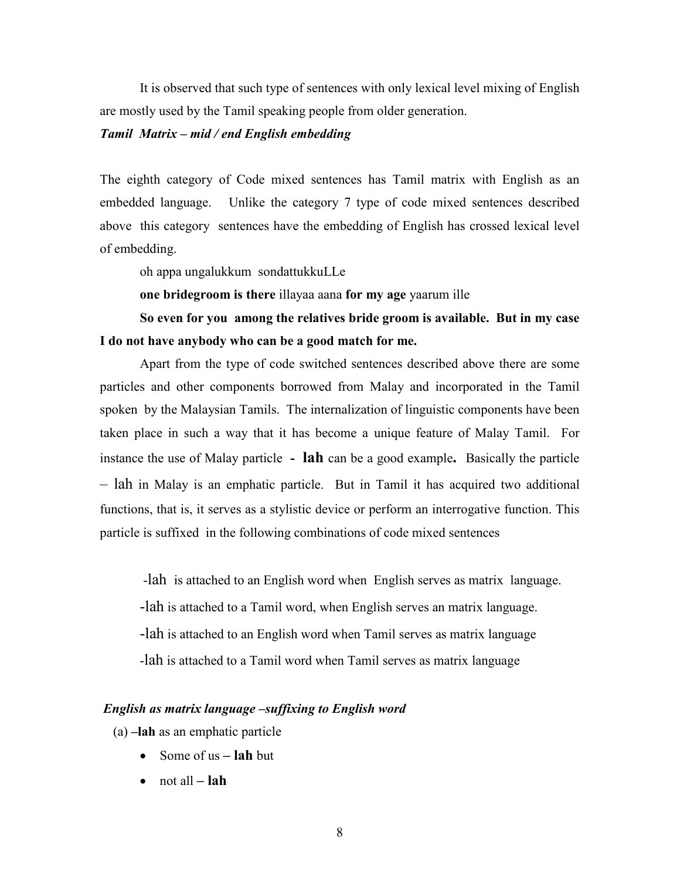It is observed that such type of sentences with only lexical level mixing of English are mostly used by the Tamil speaking people from older generation.

***Tamil Matrix – mid / end English embedding***

The eighth category of Code mixed sentences has Tamil matrix with English as an embedded language. Unlike the category 7 type of code mixed sentences described above this category sentences have the embedding of English has crossed lexical level of embedding.

oh appa ungalukkum sondattukkuLLe

**one bridegroom is there** illayaa aana **for my age** yaarum ille

**So even for you among the relatives bride groom is available. But in my case I do not have anybody who can be a good match for me.**

Apart from the type of code switched sentences described above there are some particles and other components borrowed from Malay and incorporated in the Tamil spoken by the Malaysian Tamils. The internalization of linguistic components have been taken place in such a way that it has become a unique feature of Malay Tamil. For instance the use of Malay particle **- lah** can be a good example**.** Basically the particle – lah in Malay is an emphatic particle. But in Tamil it has acquired two additional functions, that is, it serves as a stylistic device or perform an interrogative function. This particle is suffixed in the following combinations of code mixed sentences

-lah is attached to an English word when English serves as matrix language.

-lah is attached to a Tamil word, when English serves an matrix language.

-lah is attached to an English word when Tamil serves as matrix language

-lah is attached to a Tamil word when Tamil serves as matrix language

***English as matrix language –suffixing to English word***

(a) **–lah** as an emphatic particle

- Some of us **– lah** but
- not all **– lah**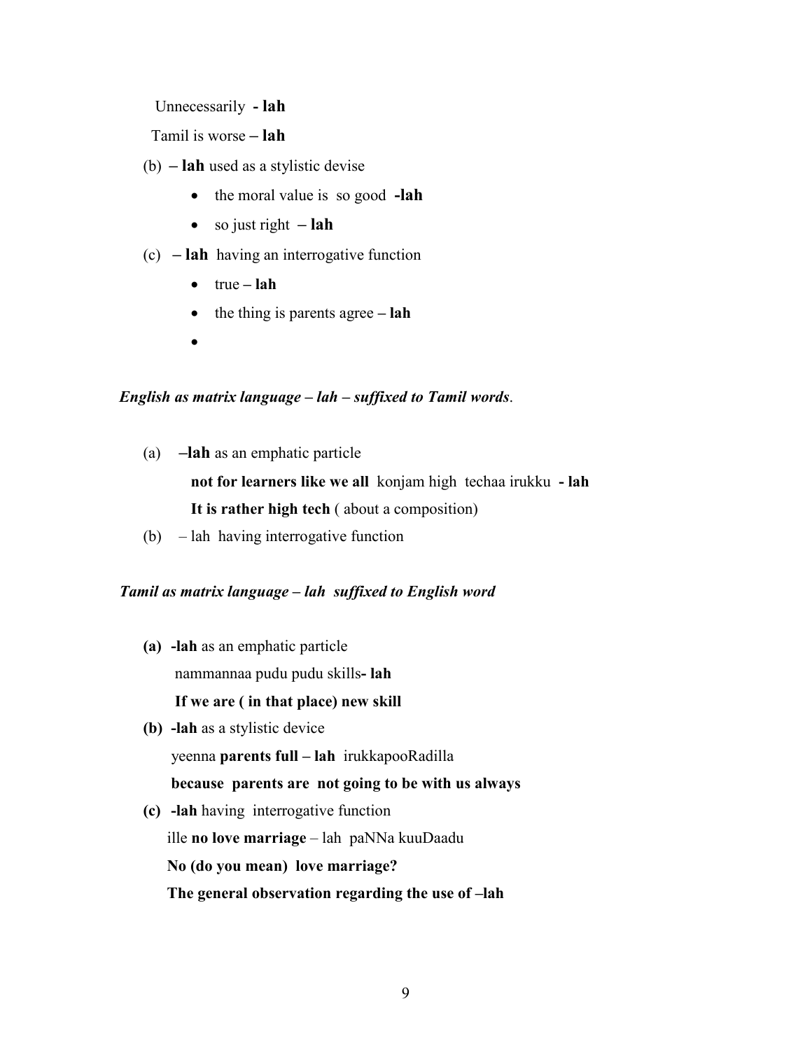Unnecessarily **- lah**

Tamil is worse **– lah**

(b) **– lah** used as a stylistic devise

- the moral value is so good **-lah**
- so just right **– lah**

(c) **– lah** having an interrogative function

- true **– lah**
- the thing is parents agree **– lah**
- 

***English as matrix language – lah – suffixed to Tamil words***.

(a) **–lah** as an emphatic particle

**not for learners like we all** konjam high techaa irukku **- lah**

**It is rather high tech** ( about a composition)

(b) – lah having interrogative function

***Tamil as matrix language – lah suffixed to English word***

**(a) -lah** as an emphatic particle

nammannaa pudu pudu skills**- lah**

**If we are ( in that place) new skill**

**(b) -lah** as a stylistic device

yeenna **parents full – lah** irukkapooRadilla

**because parents are not going to be with us always**

**(c) -lah** having interrogative function

ille **no love marriage** – lah paNNa kuuDaadu

**No (do you mean) love marriage?**

**The general observation regarding the use of –lah**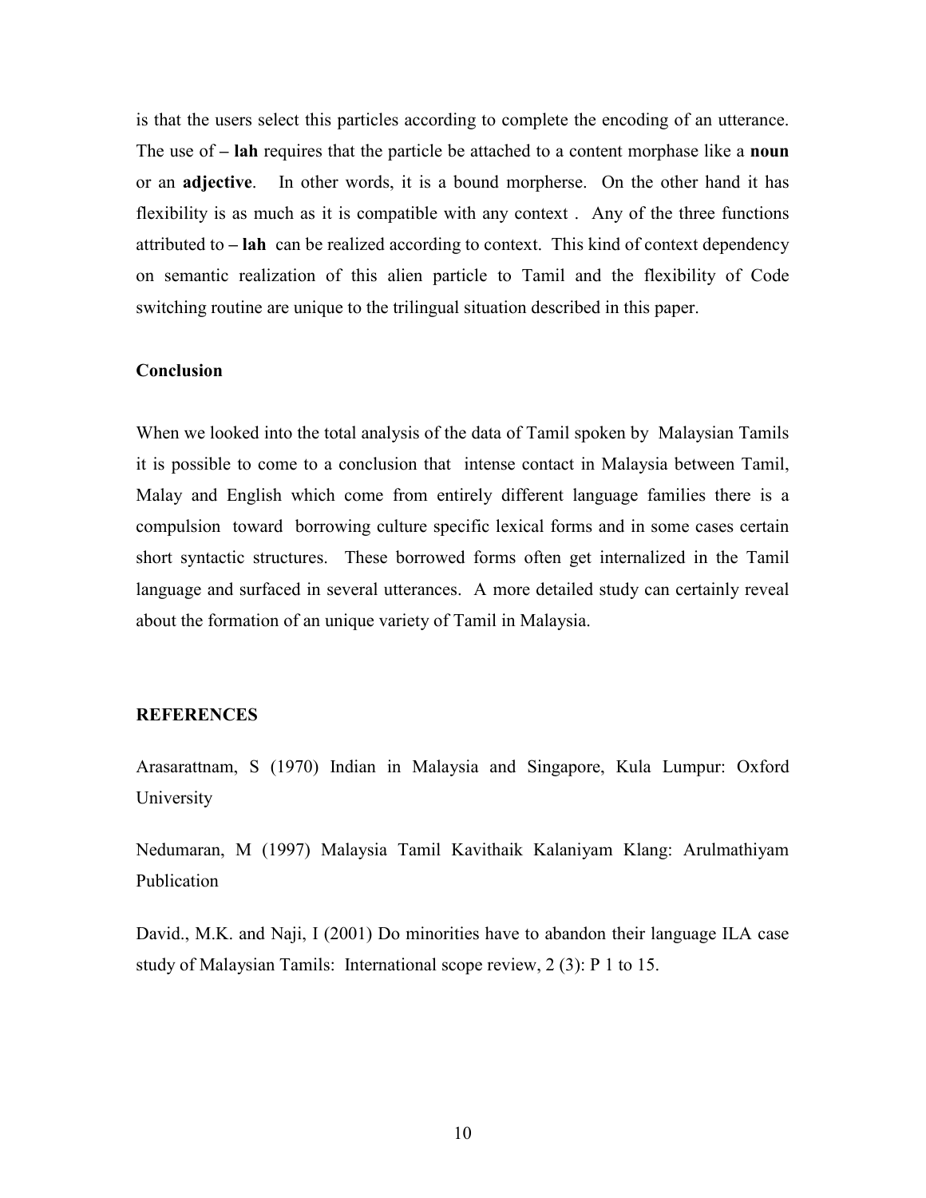is that the users select this particles according to complete the encoding of an utterance. The use of **– lah** requires that the particle be attached to a content morphase like a **noun** or an **adjective**. In other words, it is a bound morpherse. On the other hand it has flexibility is as much as it is compatible with any context . Any of the three functions attributed to **– lah** can be realized according to context. This kind of context dependency on semantic realization of this alien particle to Tamil and the flexibility of Code switching routine are unique to the trilingual situation described in this paper.

**Conclusion**

When we looked into the total analysis of the data of Tamil spoken by Malaysian Tamils it is possible to come to a conclusion that intense contact in Malaysia between Tamil, Malay and English which come from entirely different language families there is a compulsion toward borrowing culture specific lexical forms and in some cases certain short syntactic structures. These borrowed forms often get internalized in the Tamil language and surfaced in several utterances. A more detailed study can certainly reveal about the formation of an unique variety of Tamil in Malaysia.

**REFERENCES**

Arasarattnam, S (1970) Indian in Malaysia and Singapore, Kula Lumpur: Oxford University

Nedumaran, M (1997) Malaysia Tamil Kavithaik Kalaniyam Klang: Arulmathiyam Publication

David., M.K. and Naji, I (2001) Do minorities have to abandon their language ILA case study of Malaysian Tamils: International scope review, 2 (3): P 1 to 15.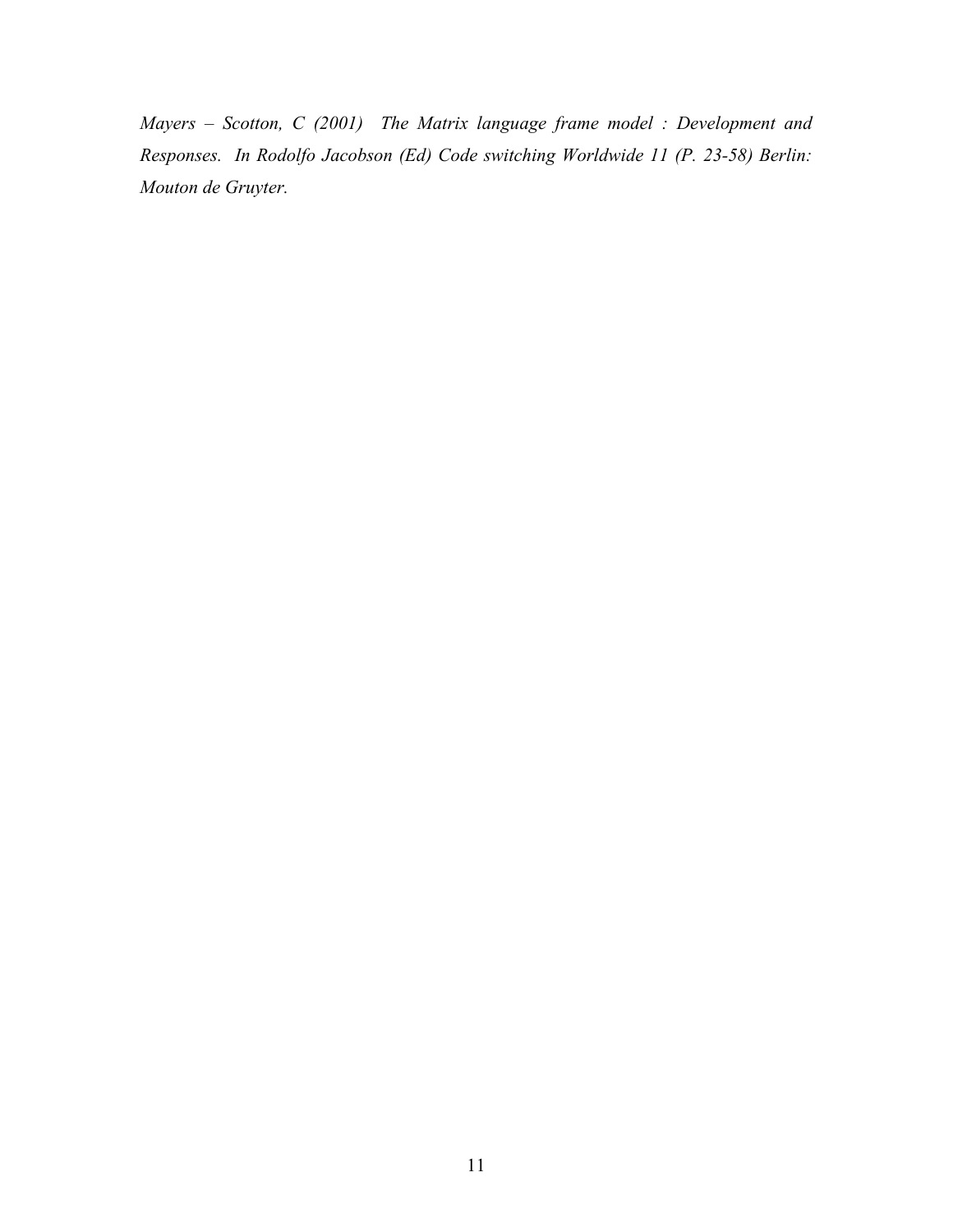*Mayers – Scotton, C (2001) The Matrix language frame model : Development and Responses. In Rodolfo Jacobson (Ed) Code switching Worldwide 11 (P. 23-58) Berlin: Mouton de Gruyter.*